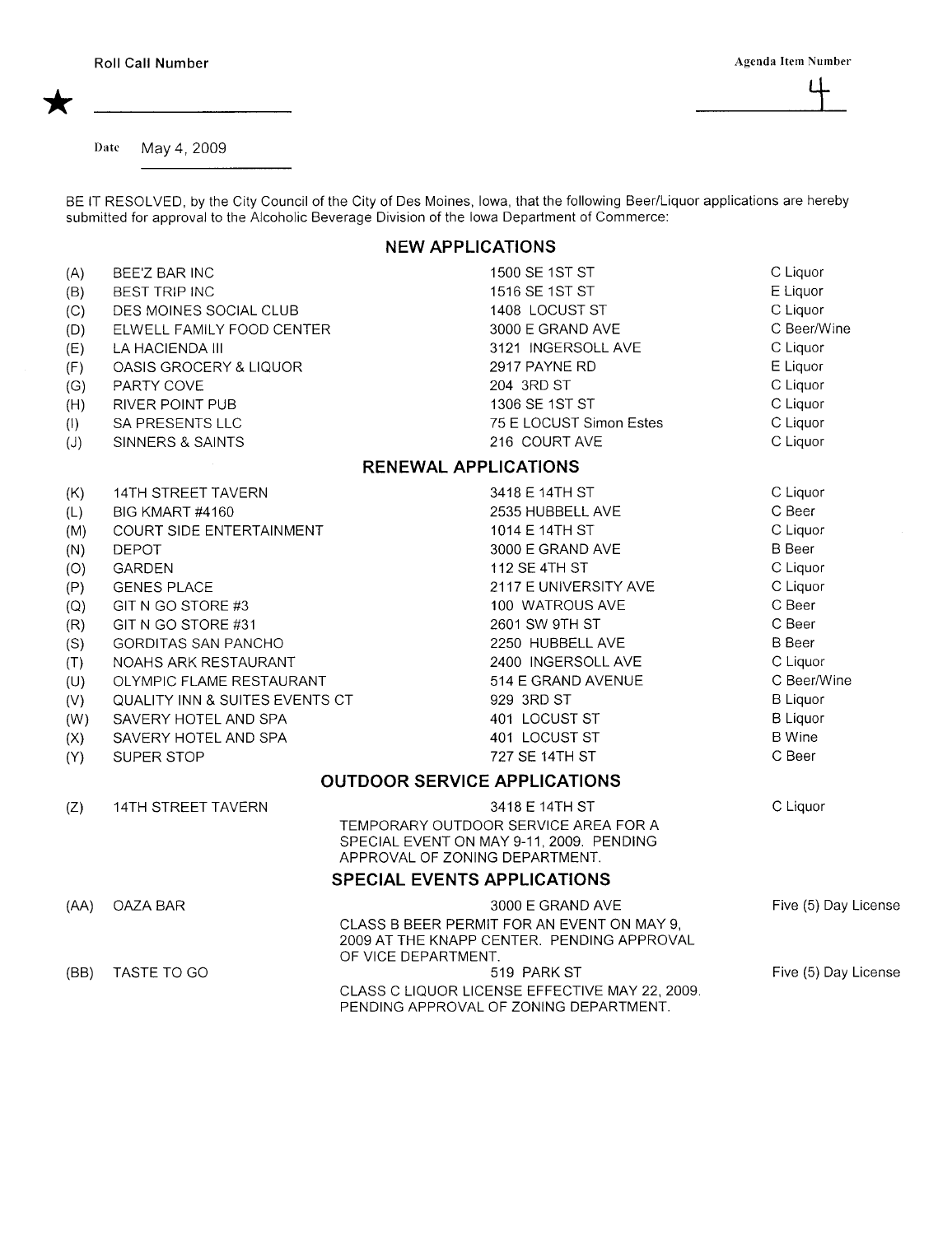Roll Call Number ★ ____________________

Agenda Item Number 4

Date May 4, 2009

BE IT RESOLVED, by the City Council of the City of Des Moines, Iowa, that the following Beer/Liquor applications are hereby submitted for approval to the Alcoholic Beverage Division of the Iowa Department of Commerce:

## NEW APPLICATIONS

| | | | |
|---|---|---|---|
| (A) | BEE'Z BAR INC | 1500 SE 1ST ST | C Liquor |
| (B) | BEST TRIP INC | 1516 SE 1ST ST | E Liquor |
| (C) | DES MOINES SOCIAL CLUB | 1408 LOCUST ST | C Liquor |
| (D) | ELWELL FAMILY FOOD CENTER | 3000 E GRAND AVE | C Beer/Wine |
| (E) | LA HACIENDA III | 3121 INGERSOLL AVE | C Liquor |
| (F) | OASIS GROCERY & LIQUOR | 2917 PAYNE RD | E Liquor |
| (G) | PARTY COVE | 204 3RD ST | C Liquor |
| (H) | RIVER POINT PUB | 1306 SE 1ST ST | C Liquor |
| (I) | SA PRESENTS LLC | 75 E LOCUST Simon Estes | C Liquor |
| (J) | SINNERS & SAINTS | 216 COURT AVE | C Liquor |

## RENEWAL APPLICATIONS

| | | | |
|---|---|---|---|
| (K) | 14TH STREET TAVERN | 3418 E 14TH ST | C Liquor |
| (L) | BIG KMART #4160 | 2535 HUBBELL AVE | C Beer |
| (M) | COURT SIDE ENTERTAINMENT | 1014 E 14TH ST | C Liquor |
| (N) | DEPOT | 3000 E GRAND AVE | B Beer |
| (O) | GARDEN | 112 SE 4TH ST | C Liquor |
| (P) | GENES PLACE | 2117 E UNIVERSITY AVE | C Liquor |
| (Q) | GIT N GO STORE #3 | 100 WATROUS AVE | C Beer |
| (R) | GIT N GO STORE #31 | 2601 SW 9TH ST | C Beer |
| (S) | GORDITAS SAN PANCHO | 2250 HUBBELL AVE | B Beer |
| (T) | NOAHS ARK RESTAURANT | 2400 INGERSOLL AVE | C Liquor |
| (U) | OLYMPIC FLAME RESTAURANT | 514 E GRAND AVENUE | C Beer/Wine |
| (V) | QUALITY INN & SUITES EVENTS CT | 929 3RD ST | B Liquor |
| (W) | SAVERY HOTEL AND SPA | 401 LOCUST ST | B Liquor |
| (X) | SAVERY HOTEL AND SPA | 401 LOCUST ST | B Wine |
| (Y) | SUPER STOP | 727 SE 14TH ST | C Beer |

## OUTDOOR SERVICE APPLICATIONS

| | | | |
|---|---|---|---|
| (Z) | 14TH STREET TAVERN | 3418 E 14TH ST<br>TEMPORARY OUTDOOR SERVICE AREA FOR A SPECIAL EVENT ON MAY 9-11, 2009. PENDING APPROVAL OF ZONING DEPARTMENT. | C Liquor |

## SPECIAL EVENTS APPLICATIONS

| | | | |
|---|---|---|---|
| (AA) | OAZA BAR | 3000 E GRAND AVE<br>CLASS B BEER PERMIT FOR AN EVENT ON MAY 9, 2009 AT THE KNAPP CENTER. PENDING APPROVAL OF VICE DEPARTMENT. | Five (5) Day License |
| (BB) | TASTE TO GO | 519 PARK ST<br>CLASS C LIQUOR LICENSE EFFECTIVE MAY 22, 2009. PENDING APPROVAL OF ZONING DEPARTMENT. | Five (5) Day License |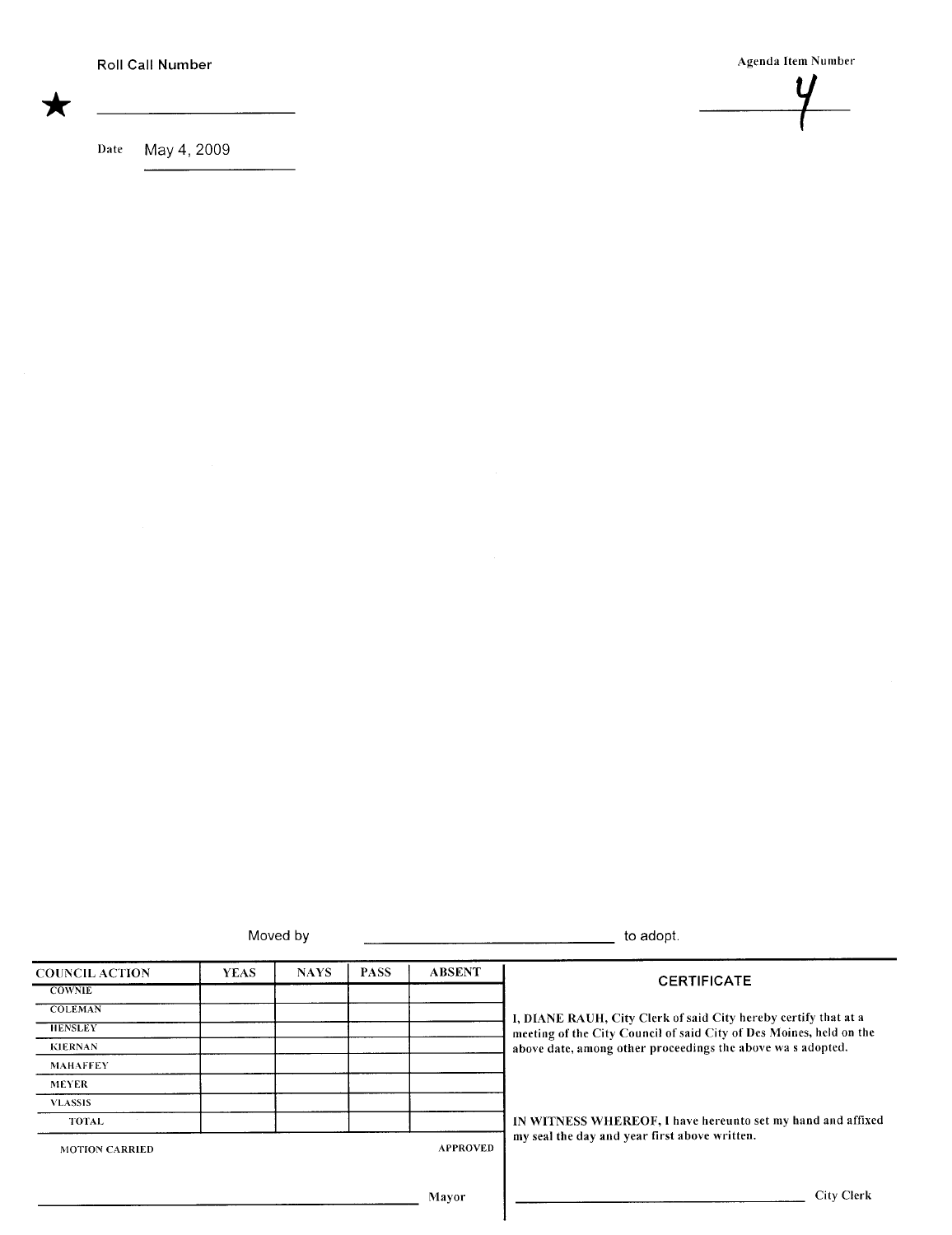Roll Call Number

★ ________________

Date May 4, 2009

Agenda Item Number

4

Moved by ______________________________ to adopt.

| COUNCIL ACTION | YEAS | NAYS | PASS | ABSENT |
|---|---|---|---|---|
| COWNIE | | | | |
| COLEMAN | | | | |
| HENSLEY | | | | |
| KIERNAN | | | | |
| MAHAFFEY | | | | |
| MEYER | | | | |
| VLASSIS | | | | |
| TOTAL | | | | |

MOTION CARRIED APPROVED

______________________________ Mayor

**CERTIFICATE**

I, DIANE RAUH, City Clerk of said City hereby certify that at a meeting of the City Council of said City of Des Moines, held on the above date, among other proceedings the above wa s adopted.

IN WITNESS WHEREOF, I have hereunto set my hand and affixed my seal the day and year first above written.

______________________________ City Clerk